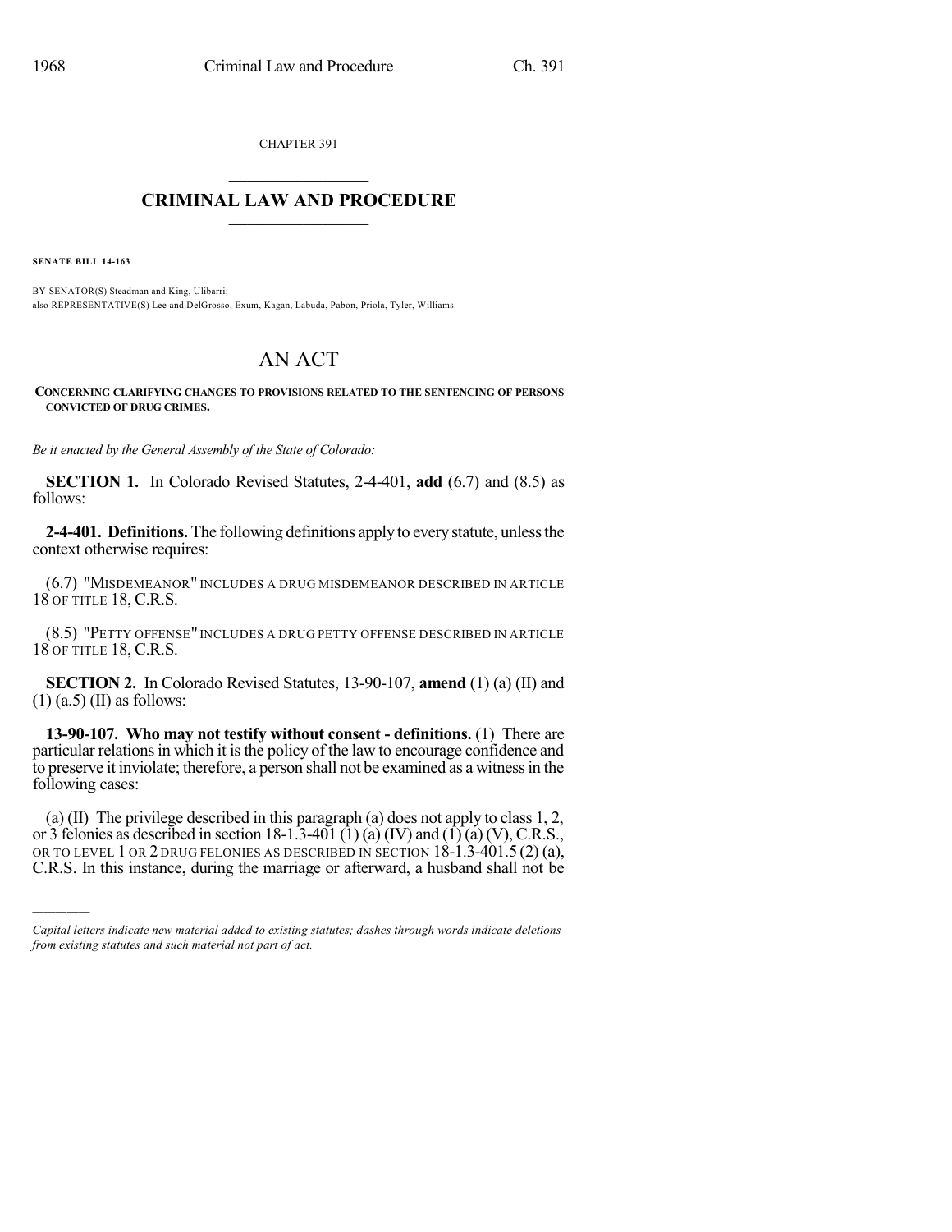CHAPTER 391

# CRIMINAL LAW AND PROCEDURE

**SENATE BILL 14-163**

BY SENATOR(S) Steadman and King, Ulibarri;
also REPRESENTATIVE(S) Lee and DelGrosso, Exum, Kagan, Labuda, Pabon, Priola, Tyler, Williams.

# AN ACT

**CONCERNING CLARIFYING CHANGES TO PROVISIONS RELATED TO THE SENTENCING OF PERSONS CONVICTED OF DRUG CRIMES.**

*Be it enacted by the General Assembly of the State of Colorado:*

**SECTION 1.** In Colorado Revised Statutes, 2-4-401, **add** (6.7) and (8.5) as follows:

**2-4-401. Definitions.** The following definitions apply to every statute, unless the context otherwise requires:

(6.7) "MISDEMEANOR" INCLUDES A DRUG MISDEMEANOR DESCRIBED IN ARTICLE 18 OF TITLE 18, C.R.S.

(8.5) "PETTY OFFENSE" INCLUDES A DRUG PETTY OFFENSE DESCRIBED IN ARTICLE 18 OF TITLE 18, C.R.S.

**SECTION 2.** In Colorado Revised Statutes, 13-90-107, **amend** (1) (a) (II) and (1) (a.5) (II) as follows:

**13-90-107. Who may not testify without consent - definitions.** (1) There are particular relations in which it is the policy of the law to encourage confidence and to preserve it inviolate; therefore, a person shall not be examined as a witness in the following cases:

(a) (II) The privilege described in this paragraph (a) does not apply to class 1, 2, or 3 felonies as described in section 18-1.3-401 (1) (a) (IV) and (1) (a) (V), C.R.S., OR TO LEVEL 1 OR 2 DRUG FELONIES AS DESCRIBED IN SECTION 18-1.3-401.5 (2) (a), C.R.S. In this instance, during the marriage or afterward, a husband shall not be

*Capital letters indicate new material added to existing statutes; dashes through words indicate deletions from existing statutes and such material not part of act.*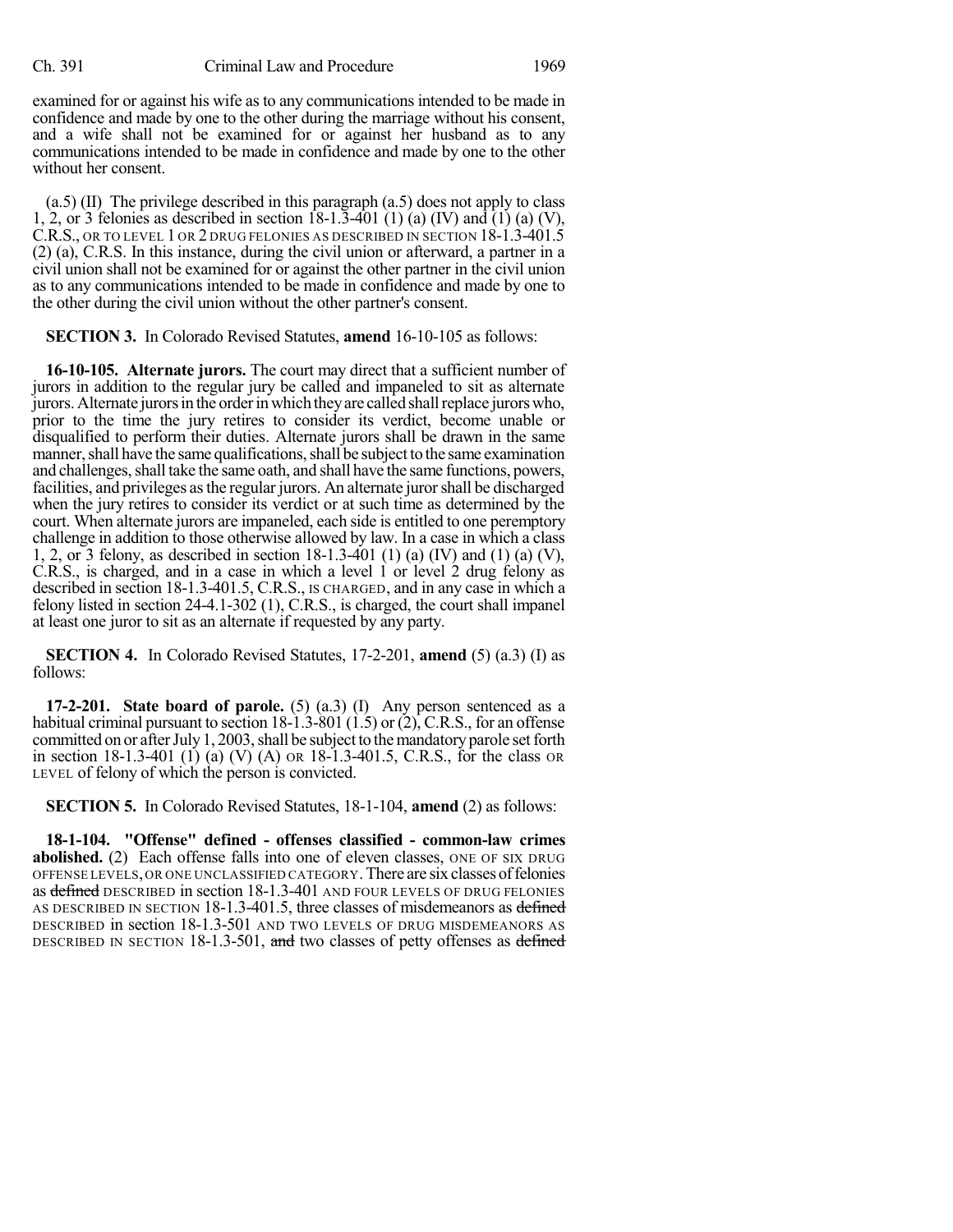examined for or against his wife as to any communications intended to be made in confidence and made by one to the other during the marriage without his consent, and a wife shall not be examined for or against her husband as to any communications intended to be made in confidence and made by one to the other without her consent.

(a.5) (II) The privilege described in this paragraph (a.5) does not apply to class 1, 2, or 3 felonies as described in section 18-1.3-401 (1) (a) (IV) and (1) (a) (V), C.R.S., OR TO LEVEL 1 OR 2 DRUG FELONIES AS DESCRIBED IN SECTION 18-1.3-401.5 (2) (a), C.R.S. In this instance, during the civil union or afterward, a partner in a civil union shall not be examined for or against the other partner in the civil union as to any communications intended to be made in confidence and made by one to the other during the civil union without the other partner's consent.

**SECTION 3.** In Colorado Revised Statutes, **amend** 16-10-105 as follows:

**16-10-105. Alternate jurors.** The court may direct that a sufficient number of jurors in addition to the regular jury be called and impaneled to sit as alternate jurors. Alternate jurors in the order in which they are called shall replace jurors who, prior to the time the jury retires to consider its verdict, become unable or disqualified to perform their duties. Alternate jurors shall be drawn in the same manner, shall have the same qualifications, shall be subject to the same examination and challenges, shall take the same oath, and shall have the same functions, powers, facilities, and privileges as the regular jurors. An alternate juror shall be discharged when the jury retires to consider its verdict or at such time as determined by the court. When alternate jurors are impaneled, each side is entitled to one peremptory challenge in addition to those otherwise allowed by law. In a case in which a class 1, 2, or 3 felony, as described in section 18-1.3-401 (1) (a) (IV) and (1) (a) (V), C.R.S., is charged, and in a case in which a level 1 or level 2 drug felony as described in section 18-1.3-401.5, C.R.S., IS CHARGED, and in any case in which a felony listed in section 24-4.1-302 (1), C.R.S., is charged, the court shall impanel at least one juror to sit as an alternate if requested by any party.

**SECTION 4.** In Colorado Revised Statutes, 17-2-201, **amend** (5) (a.3) (I) as follows:

**17-2-201. State board of parole.** (5) (a.3) (I) Any person sentenced as a habitual criminal pursuant to section 18-1.3-801 (1.5) or (2), C.R.S., for an offense committed on or after July 1, 2003, shall be subject to the mandatory parole set forth in section 18-1.3-401 (1) (a) (V) (A) OR 18-1.3-401.5, C.R.S., for the class OR LEVEL of felony of which the person is convicted.

**SECTION 5.** In Colorado Revised Statutes, 18-1-104, **amend** (2) as follows:

**18-1-104. "Offense" defined - offenses classified - common-law crimes abolished.** (2) Each offense falls into one of eleven classes, ONE OF SIX DRUG OFFENSE LEVELS, OR ONE UNCLASSIFIED CATEGORY. There are six classes of felonies as ~~defined~~ DESCRIBED in section 18-1.3-401 AND FOUR LEVELS OF DRUG FELONIES AS DESCRIBED IN SECTION 18-1.3-401.5, three classes of misdemeanors as ~~defined~~ DESCRIBED in section 18-1.3-501 AND TWO LEVELS OF DRUG MISDEMEANORS AS DESCRIBED IN SECTION 18-1.3-501, ~~and~~ two classes of petty offenses as ~~defined~~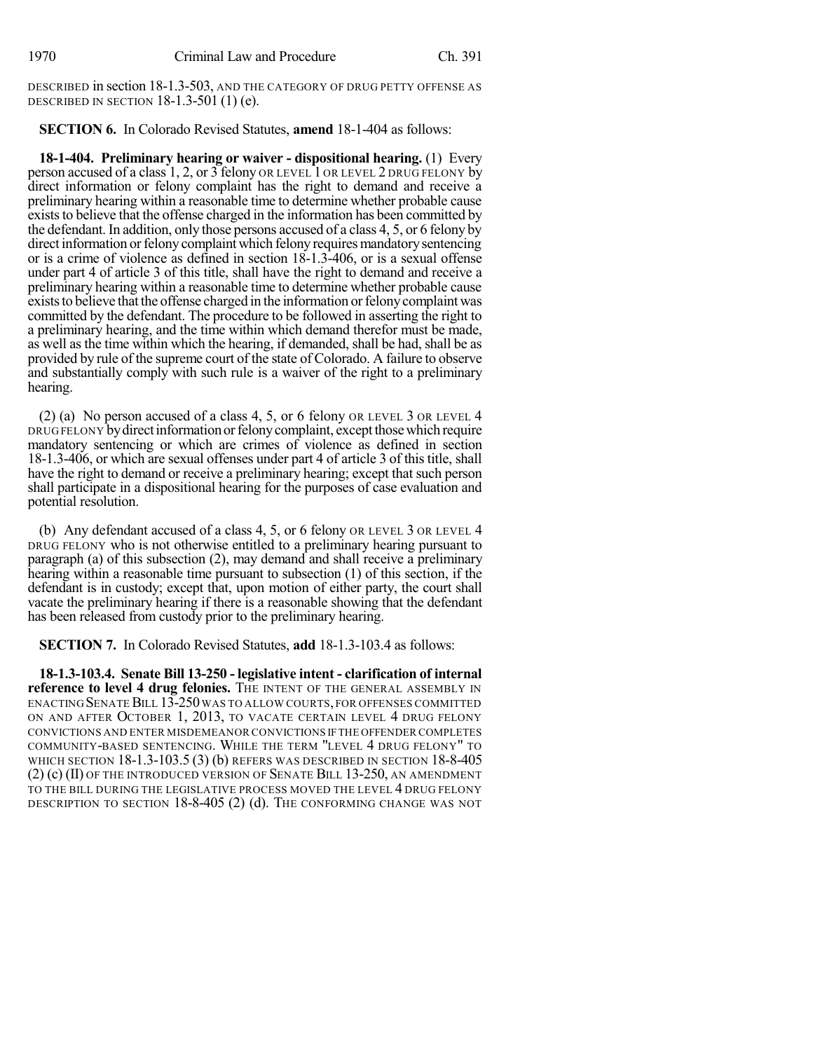DESCRIBED in section 18-1.3-503, AND THE CATEGORY OF DRUG PETTY OFFENSE AS DESCRIBED IN SECTION 18-1.3-501 (1) (e).

**SECTION 6.** In Colorado Revised Statutes, **amend** 18-1-404 as follows:

**18-1-404. Preliminary hearing or waiver - dispositional hearing.** (1) Every person accused of a class 1, 2, or 3 felony OR LEVEL 1 OR LEVEL 2 DRUG FELONY by direct information or felony complaint has the right to demand and receive a preliminary hearing within a reasonable time to determine whether probable cause exists to believe that the offense charged in the information has been committed by the defendant. In addition, only those persons accused of a class 4, 5, or 6 felony by direct information or felony complaint which felony requires mandatory sentencing or is a crime of violence as defined in section 18-1.3-406, or is a sexual offense under part 4 of article 3 of this title, shall have the right to demand and receive a preliminary hearing within a reasonable time to determine whether probable cause exists to believe that the offense charged in the information or felony complaint was committed by the defendant. The procedure to be followed in asserting the right to a preliminary hearing, and the time within which demand therefor must be made, as well as the time within which the hearing, if demanded, shall be had, shall be as provided by rule of the supreme court of the state of Colorado. A failure to observe and substantially comply with such rule is a waiver of the right to a preliminary hearing.

(2) (a) No person accused of a class 4, 5, or 6 felony OR LEVEL 3 OR LEVEL 4 DRUG FELONY by direct information or felony complaint, except those which require mandatory sentencing or which are crimes of violence as defined in section 18-1.3-406, or which are sexual offenses under part 4 of article 3 of this title, shall have the right to demand or receive a preliminary hearing; except that such person shall participate in a dispositional hearing for the purposes of case evaluation and potential resolution.

(b) Any defendant accused of a class 4, 5, or 6 felony OR LEVEL 3 OR LEVEL 4 DRUG FELONY who is not otherwise entitled to a preliminary hearing pursuant to paragraph (a) of this subsection (2), may demand and shall receive a preliminary hearing within a reasonable time pursuant to subsection (1) of this section, if the defendant is in custody; except that, upon motion of either party, the court shall vacate the preliminary hearing if there is a reasonable showing that the defendant has been released from custody prior to the preliminary hearing.

**SECTION 7.** In Colorado Revised Statutes, **add** 18-1.3-103.4 as follows:

**18-1.3-103.4. Senate Bill 13-250 - legislative intent - clarification of internal reference to level 4 drug felonies.** THE INTENT OF THE GENERAL ASSEMBLY IN ENACTING SENATE BILL 13-250 WAS TO ALLOW COURTS, FOR OFFENSES COMMITTED ON AND AFTER OCTOBER 1, 2013, TO VACATE CERTAIN LEVEL 4 DRUG FELONY CONVICTIONS AND ENTER MISDEMEANOR CONVICTIONS IF THE OFFENDER COMPLETES COMMUNITY-BASED SENTENCING. WHILE THE TERM "LEVEL 4 DRUG FELONY" TO WHICH SECTION 18-1.3-103.5 (3) (b) REFERS WAS DESCRIBED IN SECTION 18-8-405 (2) (c) (II) OF THE INTRODUCED VERSION OF SENATE BILL 13-250, AN AMENDMENT TO THE BILL DURING THE LEGISLATIVE PROCESS MOVED THE LEVEL 4 DRUG FELONY DESCRIPTION TO SECTION 18-8-405 (2) (d). THE CONFORMING CHANGE WAS NOT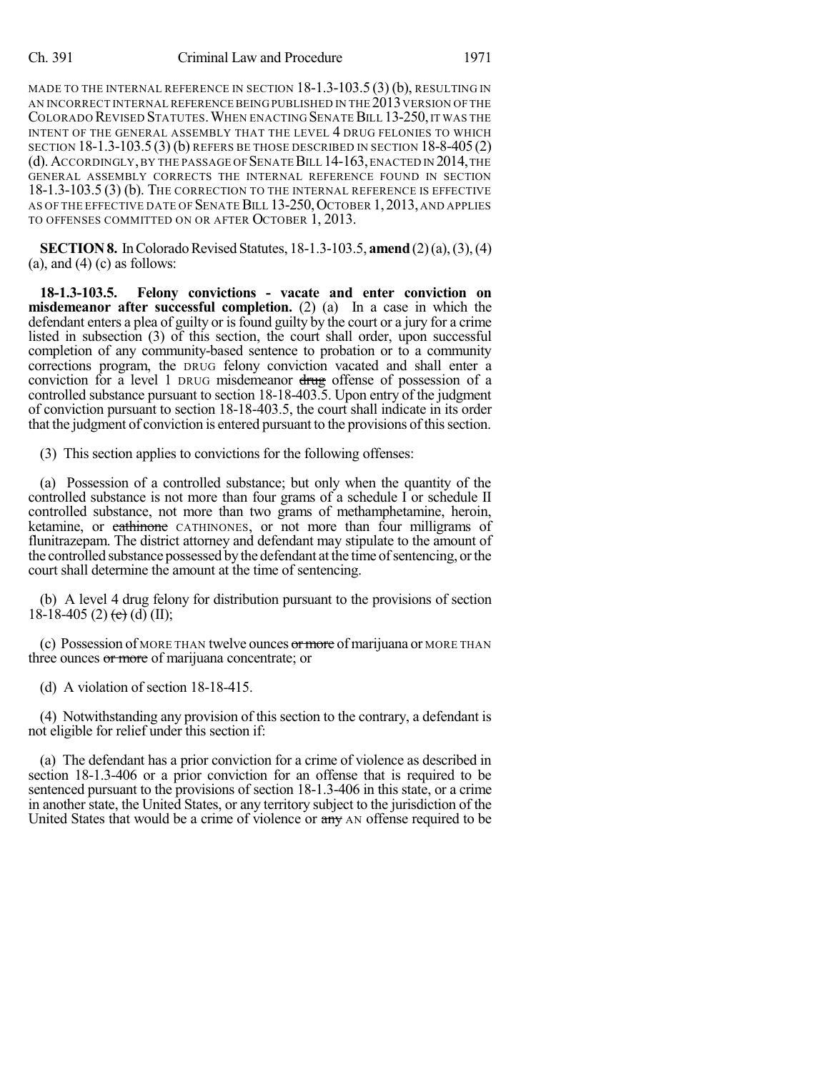MADE TO THE INTERNAL REFERENCE IN SECTION 18-1.3-103.5 (3) (b), RESULTING IN AN INCORRECT INTERNAL REFERENCE BEING PUBLISHED IN THE 2013 VERSION OF THE COLORADO REVISED STATUTES. WHEN ENACTING SENATE BILL 13-250, IT WAS THE INTENT OF THE GENERAL ASSEMBLY THAT THE LEVEL 4 DRUG FELONIES TO WHICH SECTION 18-1.3-103.5 (3) (b) REFERS BE THOSE DESCRIBED IN SECTION 18-8-405 (2) (d). ACCORDINGLY, BY THE PASSAGE OF SENATE BILL 14-163, ENACTED IN 2014, THE GENERAL ASSEMBLY CORRECTS THE INTERNAL REFERENCE FOUND IN SECTION 18-1.3-103.5 (3) (b). THE CORRECTION TO THE INTERNAL REFERENCE IS EFFECTIVE AS OF THE EFFECTIVE DATE OF SENATE BILL 13-250, OCTOBER 1, 2013, AND APPLIES TO OFFENSES COMMITTED ON OR AFTER OCTOBER 1, 2013.

**SECTION 8.** In Colorado Revised Statutes, 18-1.3-103.5, **amend** (2) (a), (3), (4) (a), and (4) (c) as follows:

**18-1.3-103.5. Felony convictions - vacate and enter conviction on misdemeanor after successful completion.** (2) (a) In a case in which the defendant enters a plea of guilty or is found guilty by the court or a jury for a crime listed in subsection (3) of this section, the court shall order, upon successful completion of any community-based sentence to probation or to a community corrections program, the DRUG felony conviction vacated and shall enter a conviction for a level 1 DRUG misdemeanor ~~drug~~ offense of possession of a controlled substance pursuant to section 18-18-403.5. Upon entry of the judgment of conviction pursuant to section 18-18-403.5, the court shall indicate in its order that the judgment of conviction is entered pursuant to the provisions of this section.

(3) This section applies to convictions for the following offenses:

(a) Possession of a controlled substance; but only when the quantity of the controlled substance is not more than four grams of a schedule I or schedule II controlled substance, not more than two grams of methamphetamine, heroin, ketamine, or ~~cathinone~~ CATHINONES, or not more than four milligrams of flunitrazepam. The district attorney and defendant may stipulate to the amount of the controlled substance possessed by the defendant at the time of sentencing, or the court shall determine the amount at the time of sentencing.

(b) A level 4 drug felony for distribution pursuant to the provisions of section 18-18-405 (2) ~~(c)~~ (d) (II);

(c) Possession of MORE THAN twelve ounces ~~or more~~ of marijuana or MORE THAN three ounces ~~or more~~ of marijuana concentrate; or

(d) A violation of section 18-18-415.

(4) Notwithstanding any provision of this section to the contrary, a defendant is not eligible for relief under this section if:

(a) The defendant has a prior conviction for a crime of violence as described in section 18-1.3-406 or a prior conviction for an offense that is required to be sentenced pursuant to the provisions of section 18-1.3-406 in this state, or a crime in another state, the United States, or any territory subject to the jurisdiction of the United States that would be a crime of violence or ~~any~~ AN offense required to be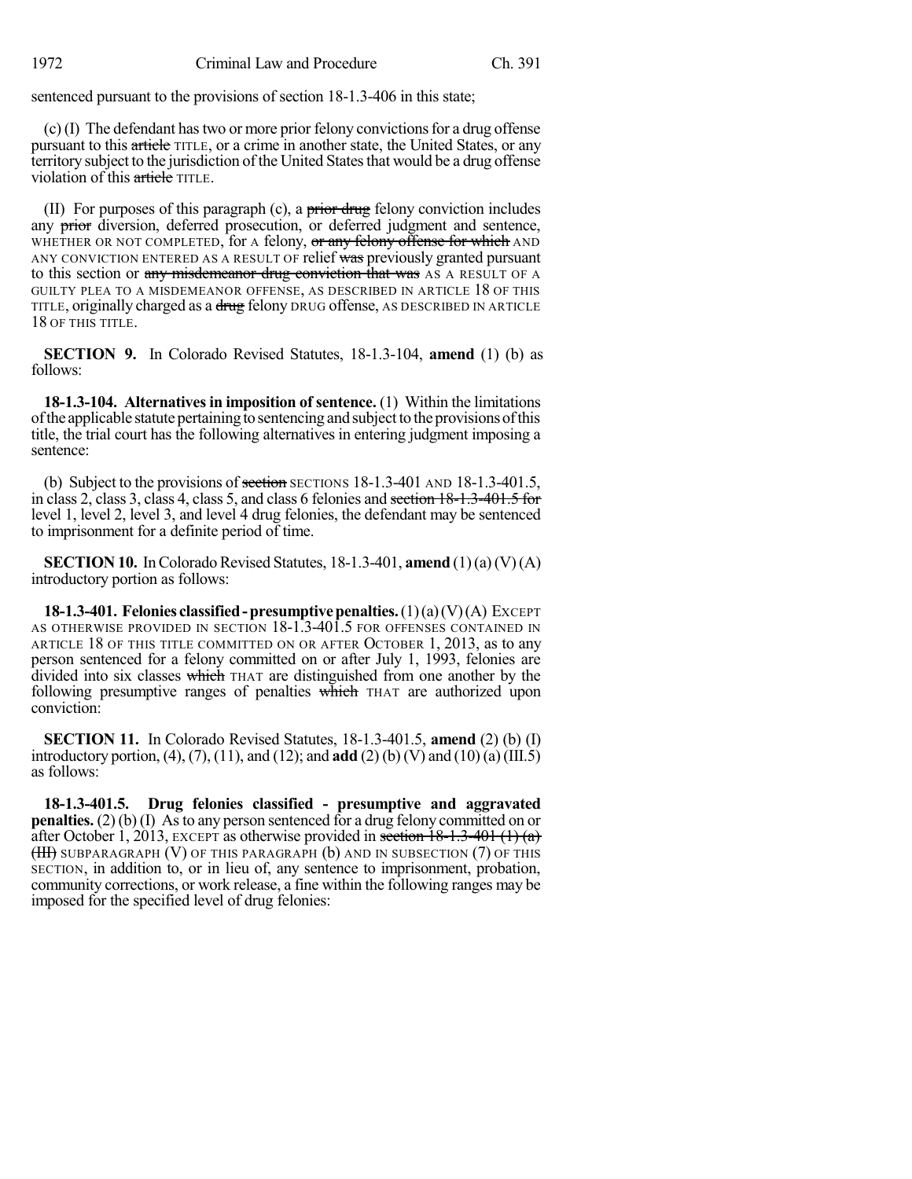sentenced pursuant to the provisions of section 18-1.3-406 in this state;

(c) (I) The defendant has two or more prior felony convictions for a drug offense pursuant to this ~~article~~ TITLE, or a crime in another state, the United States, or any territory subject to the jurisdiction of the United States that would be a drug offense violation of this ~~article~~ TITLE.

(II) For purposes of this paragraph (c), a ~~prior drug~~ felony conviction includes any ~~prior~~ diversion, deferred prosecution, or deferred judgment and sentence, WHETHER OR NOT COMPLETED, for A felony, ~~or any felony offense for which~~ AND ANY CONVICTION ENTERED AS A RESULT OF relief ~~was~~ previously granted pursuant to this section or ~~any misdemeanor drug conviction that was~~ AS A RESULT OF A GUILTY PLEA TO A MISDEMEANOR OFFENSE, AS DESCRIBED IN ARTICLE 18 OF THIS TITLE, originally charged as a ~~drug~~ felony DRUG offense, AS DESCRIBED IN ARTICLE 18 OF THIS TITLE.

**SECTION 9.** In Colorado Revised Statutes, 18-1.3-104, **amend** (1) (b) as follows:

**18-1.3-104. Alternatives in imposition of sentence.** (1) Within the limitations of the applicable statute pertaining to sentencing and subject to the provisions of this title, the trial court has the following alternatives in entering judgment imposing a sentence:

(b) Subject to the provisions of ~~section~~ SECTIONS 18-1.3-401 AND 18-1.3-401.5, in class 2, class 3, class 4, class 5, and class 6 felonies and ~~section 18-1.3-401.5 for~~ level 1, level 2, level 3, and level 4 drug felonies, the defendant may be sentenced to imprisonment for a definite period of time.

**SECTION 10.** In Colorado Revised Statutes, 18-1.3-401, **amend** (1) (a) (V) (A) introductory portion as follows:

**18-1.3-401. Felonies classified - presumptive penalties.** (1) (a) (V) (A) EXCEPT AS OTHERWISE PROVIDED IN SECTION 18-1.3-401.5 FOR OFFENSES CONTAINED IN ARTICLE 18 OF THIS TITLE COMMITTED ON OR AFTER OCTOBER 1, 2013, as to any person sentenced for a felony committed on or after July 1, 1993, felonies are divided into six classes ~~which~~ THAT are distinguished from one another by the following presumptive ranges of penalties ~~which~~ THAT are authorized upon conviction:

**SECTION 11.** In Colorado Revised Statutes, 18-1.3-401.5, **amend** (2) (b) (I) introductory portion, (4), (7), (11), and (12); and **add** (2) (b) (V) and (10) (a) (III.5) as follows:

**18-1.3-401.5. Drug felonies classified - presumptive and aggravated penalties.** (2) (b) (I) As to any person sentenced for a drug felony committed on or after October 1, 2013, EXCEPT as otherwise provided in ~~section 18-1.3-401 (1) (a) (III)~~ SUBPARAGRAPH (V) OF THIS PARAGRAPH (b) AND IN SUBSECTION (7) OF THIS SECTION, in addition to, or in lieu of, any sentence to imprisonment, probation, community corrections, or work release, a fine within the following ranges may be imposed for the specified level of drug felonies: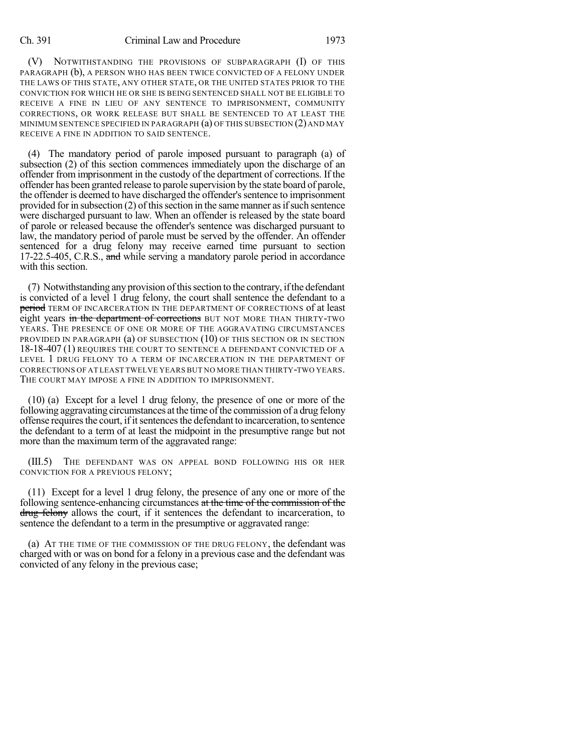(V) NOTWITHSTANDING THE PROVISIONS OF SUBPARAGRAPH (I) OF THIS PARAGRAPH (b), A PERSON WHO HAS BEEN TWICE CONVICTED OF A FELONY UNDER THE LAWS OF THIS STATE, ANY OTHER STATE, OR THE UNITED STATES PRIOR TO THE CONVICTION FOR WHICH HE OR SHE IS BEING SENTENCED SHALL NOT BE ELIGIBLE TO RECEIVE A FINE IN LIEU OF ANY SENTENCE TO IMPRISONMENT, COMMUNITY CORRECTIONS, OR WORK RELEASE BUT SHALL BE SENTENCED TO AT LEAST THE MINIMUM SENTENCE SPECIFIED IN PARAGRAPH (a) OF THIS SUBSECTION (2) AND MAY RECEIVE A FINE IN ADDITION TO SAID SENTENCE.

(4) The mandatory period of parole imposed pursuant to paragraph (a) of subsection (2) of this section commences immediately upon the discharge of an offender from imprisonment in the custody of the department of corrections. If the offender has been granted release to parole supervision by the state board of parole, the offender is deemed to have discharged the offender's sentence to imprisonment provided for in subsection (2) of this section in the same manner as if such sentence were discharged pursuant to law. When an offender is released by the state board of parole or released because the offender's sentence was discharged pursuant to law, the mandatory period of parole must be served by the offender. An offender sentenced for a drug felony may receive earned time pursuant to section 17-22.5-405, C.R.S., ~~and~~ while serving a mandatory parole period in accordance with this section.

(7) Notwithstanding any provision of this section to the contrary, if the defendant is convicted of a level 1 drug felony, the court shall sentence the defendant to a ~~period~~ TERM OF INCARCERATION IN THE DEPARTMENT OF CORRECTIONS of at least eight years ~~in the department of corrections~~ BUT NOT MORE THAN THIRTY-TWO YEARS. THE PRESENCE OF ONE OR MORE OF THE AGGRAVATING CIRCUMSTANCES PROVIDED IN PARAGRAPH (a) OF SUBSECTION (10) OF THIS SECTION OR IN SECTION 18-18-407 (1) REQUIRES THE COURT TO SENTENCE A DEFENDANT CONVICTED OF A LEVEL 1 DRUG FELONY TO A TERM OF INCARCERATION IN THE DEPARTMENT OF CORRECTIONS OF AT LEAST TWELVE YEARS BUT NO MORE THAN THIRTY-TWO YEARS. THE COURT MAY IMPOSE A FINE IN ADDITION TO IMPRISONMENT.

(10) (a) Except for a level 1 drug felony, the presence of one or more of the following aggravating circumstances at the time of the commission of a drug felony offense requires the court, if it sentences the defendant to incarceration, to sentence the defendant to a term of at least the midpoint in the presumptive range but not more than the maximum term of the aggravated range:

(III.5) THE DEFENDANT WAS ON APPEAL BOND FOLLOWING HIS OR HER CONVICTION FOR A PREVIOUS FELONY;

(11) Except for a level 1 drug felony, the presence of any one or more of the following sentence-enhancing circumstances ~~at the time of the commission of the drug felony~~ allows the court, if it sentences the defendant to incarceration, to sentence the defendant to a term in the presumptive or aggravated range:

(a) AT THE TIME OF THE COMMISSION OF THE DRUG FELONY, the defendant was charged with or was on bond for a felony in a previous case and the defendant was convicted of any felony in the previous case;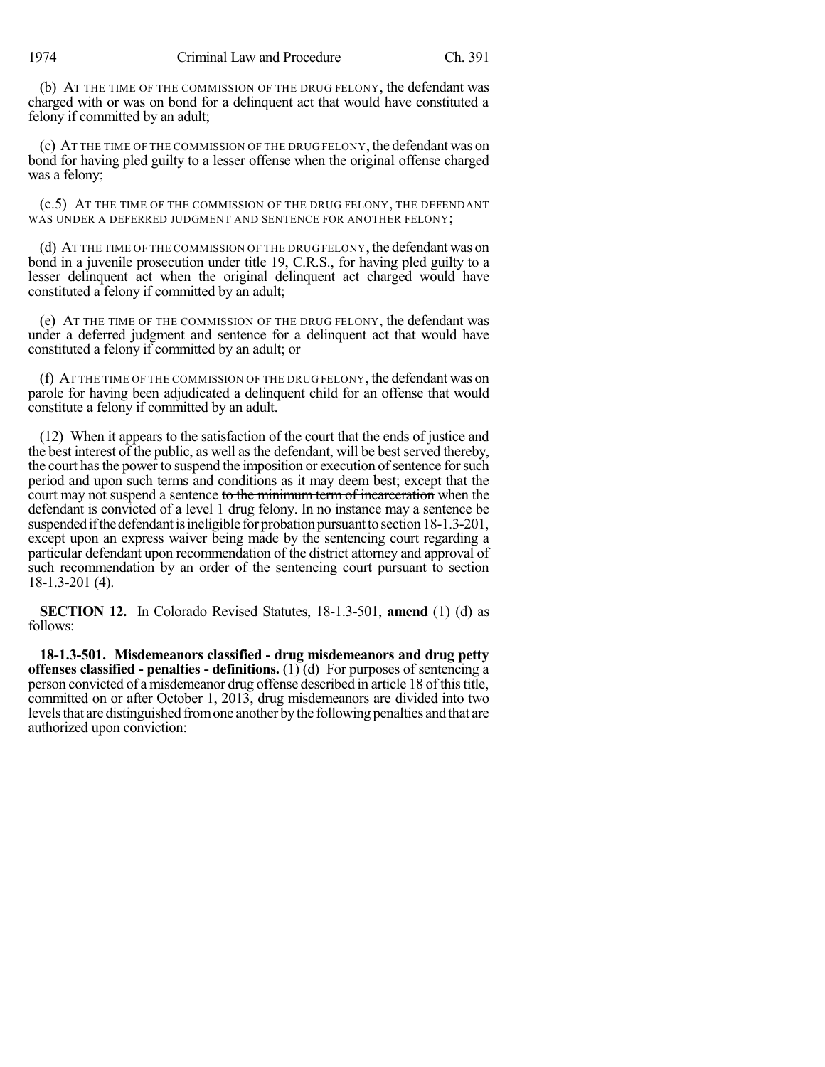(b) AT THE TIME OF THE COMMISSION OF THE DRUG FELONY, the defendant was charged with or was on bond for a delinquent act that would have constituted a felony if committed by an adult;

(c) AT THE TIME OF THE COMMISSION OF THE DRUG FELONY, the defendant was on bond for having pled guilty to a lesser offense when the original offense charged was a felony;

(c.5) AT THE TIME OF THE COMMISSION OF THE DRUG FELONY, THE DEFENDANT WAS UNDER A DEFERRED JUDGMENT AND SENTENCE FOR ANOTHER FELONY;

(d) AT THE TIME OF THE COMMISSION OF THE DRUG FELONY, the defendant was on bond in a juvenile prosecution under title 19, C.R.S., for having pled guilty to a lesser delinquent act when the original delinquent act charged would have constituted a felony if committed by an adult;

(e) AT THE TIME OF THE COMMISSION OF THE DRUG FELONY, the defendant was under a deferred judgment and sentence for a delinquent act that would have constituted a felony if committed by an adult; or

(f) AT THE TIME OF THE COMMISSION OF THE DRUG FELONY, the defendant was on parole for having been adjudicated a delinquent child for an offense that would constitute a felony if committed by an adult.

(12) When it appears to the satisfaction of the court that the ends of justice and the best interest of the public, as well as the defendant, will be best served thereby, the court has the power to suspend the imposition or execution of sentence for such period and upon such terms and conditions as it may deem best; except that the court may not suspend a sentence ~~to the minimum term of incarceration~~ when the defendant is convicted of a level 1 drug felony. In no instance may a sentence be suspended if the defendant is ineligible for probation pursuant to section 18-1.3-201, except upon an express waiver being made by the sentencing court regarding a particular defendant upon recommendation of the district attorney and approval of such recommendation by an order of the sentencing court pursuant to section 18-1.3-201 (4).

**SECTION 12.** In Colorado Revised Statutes, 18-1.3-501, **amend** (1) (d) as follows:

**18-1.3-501. Misdemeanors classified - drug misdemeanors and drug petty offenses classified - penalties - definitions.** (1) (d) For purposes of sentencing a person convicted of a misdemeanor drug offense described in article 18 of this title, committed on or after October 1, 2013, drug misdemeanors are divided into two levels that are distinguished from one another by the following penalties ~~and~~ that are authorized upon conviction: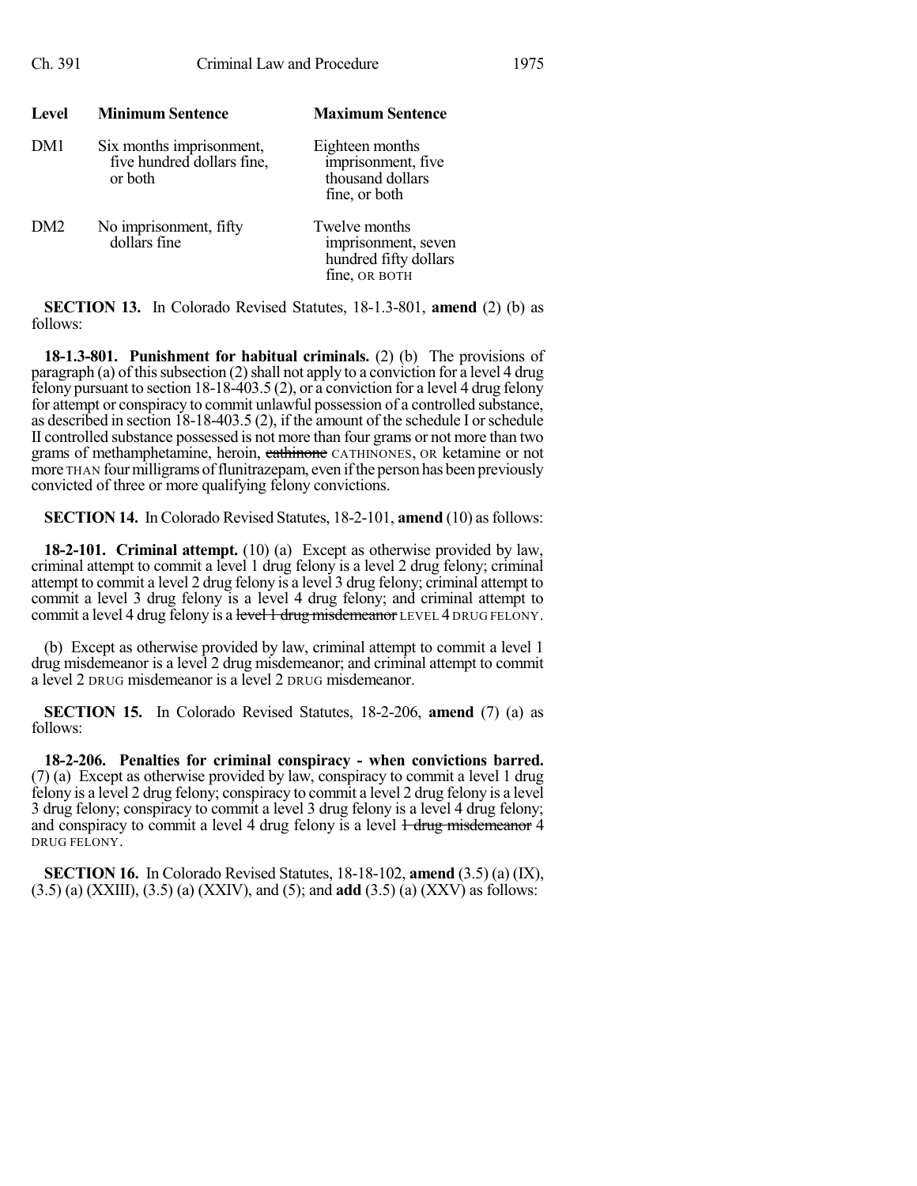| Level | Minimum Sentence | Maximum Sentence |
|---|---|---|
| DM1 | Six months imprisonment, five hundred dollars fine, or both | Eighteen months imprisonment, five thousand dollars fine, or both |
| DM2 | No imprisonment, fifty dollars fine | Twelve months imprisonment, seven hundred fifty dollars fine, OR BOTH |

**SECTION 13.** In Colorado Revised Statutes, 18-1.3-801, **amend** (2) (b) as follows:

**18-1.3-801. Punishment for habitual criminals.** (2) (b) The provisions of paragraph (a) of this subsection (2) shall not apply to a conviction for a level 4 drug felony pursuant to section 18-18-403.5 (2), or a conviction for a level 4 drug felony for attempt or conspiracy to commit unlawful possession of a controlled substance, as described in section 18-18-403.5 (2), if the amount of the schedule I or schedule II controlled substance possessed is not more than four grams or not more than two grams of methamphetamine, heroin, ~~cathinone~~ CATHINONES, OR ketamine or not more THAN four milligrams of flunitrazepam, even if the person has been previously convicted of three or more qualifying felony convictions.

**SECTION 14.** In Colorado Revised Statutes, 18-2-101, **amend** (10) as follows:

**18-2-101. Criminal attempt.** (10) (a) Except as otherwise provided by law, criminal attempt to commit a level 1 drug felony is a level 2 drug felony; criminal attempt to commit a level 2 drug felony is a level 3 drug felony; criminal attempt to commit a level 3 drug felony is a level 4 drug felony; and criminal attempt to commit a level 4 drug felony is a ~~level 1 drug misdemeanor~~ LEVEL 4 DRUG FELONY.

(b) Except as otherwise provided by law, criminal attempt to commit a level 1 drug misdemeanor is a level 2 drug misdemeanor; and criminal attempt to commit a level 2 DRUG misdemeanor is a level 2 DRUG misdemeanor.

**SECTION 15.** In Colorado Revised Statutes, 18-2-206, **amend** (7) (a) as follows:

**18-2-206. Penalties for criminal conspiracy - when convictions barred.** (7) (a) Except as otherwise provided by law, conspiracy to commit a level 1 drug felony is a level 2 drug felony; conspiracy to commit a level 2 drug felony is a level 3 drug felony; conspiracy to commit a level 3 drug felony is a level 4 drug felony; and conspiracy to commit a level 4 drug felony is a level ~~1 drug misdemeanor~~ 4 DRUG FELONY.

**SECTION 16.** In Colorado Revised Statutes, 18-18-102, **amend** (3.5) (a) (IX), (3.5) (a) (XXIII), (3.5) (a) (XXIV), and (5); and **add** (3.5) (a) (XXV) as follows: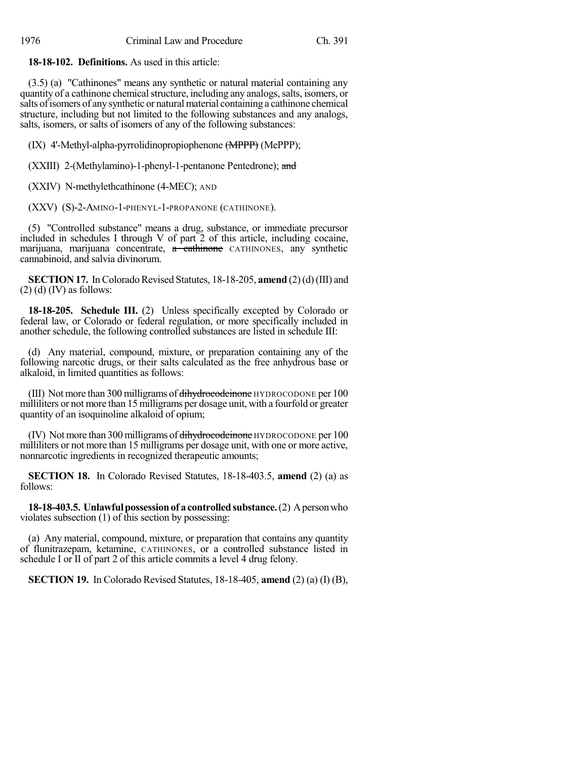**18-18-102. Definitions.** As used in this article:

(3.5) (a) "Cathinones" means any synthetic or natural material containing any quantity of a cathinone chemical structure, including any analogs, salts, isomers, or salts of isomers of any synthetic or natural material containing a cathinone chemical structure, including but not limited to the following substances and any analogs, salts, isomers, or salts of isomers of any of the following substances:

(IX) 4'-Methyl-alpha-pyrrolidinopropiophenone ~~(MPPP)~~ (MePPP);

(XXIII) 2-(Methylamino)-1-phenyl-1-pentanone Pentedrone); ~~and~~

(XXIV) N-methylethcathinone (4-MEC); AND

(XXV) (S)-2-AMINO-1-PHENYL-1-PROPANONE (CATHINONE).

(5) "Controlled substance" means a drug, substance, or immediate precursor included in schedules I through V of part 2 of this article, including cocaine, marijuana, marijuana concentrate, ~~a cathinone~~ CATHINONES, any synthetic cannabinoid, and salvia divinorum.

**SECTION 17.** In Colorado Revised Statutes, 18-18-205, **amend** (2) (d) (III) and (2) (d) (IV) as follows:

**18-18-205. Schedule III.** (2) Unless specifically excepted by Colorado or federal law, or Colorado or federal regulation, or more specifically included in another schedule, the following controlled substances are listed in schedule III:

(d) Any material, compound, mixture, or preparation containing any of the following narcotic drugs, or their salts calculated as the free anhydrous base or alkaloid, in limited quantities as follows:

(III) Not more than 300 milligrams of ~~dihydrocodeinone~~ HYDROCODONE per 100 milliliters or not more than 15 milligrams per dosage unit, with a fourfold or greater quantity of an isoquinoline alkaloid of opium;

(IV) Not more than 300 milligrams of ~~dihydrocodeinone~~ HYDROCODONE per 100 milliliters or not more than 15 milligrams per dosage unit, with one or more active, nonnarcotic ingredients in recognized therapeutic amounts;

**SECTION 18.** In Colorado Revised Statutes, 18-18-403.5, **amend** (2) (a) as follows:

**18-18-403.5. Unlawful possession of a controlled substance.** (2) A person who violates subsection (1) of this section by possessing:

(a) Any material, compound, mixture, or preparation that contains any quantity of flunitrazepam, ketamine, CATHINONES, or a controlled substance listed in schedule I or II of part 2 of this article commits a level 4 drug felony.

**SECTION 19.** In Colorado Revised Statutes, 18-18-405, **amend** (2) (a) (I) (B),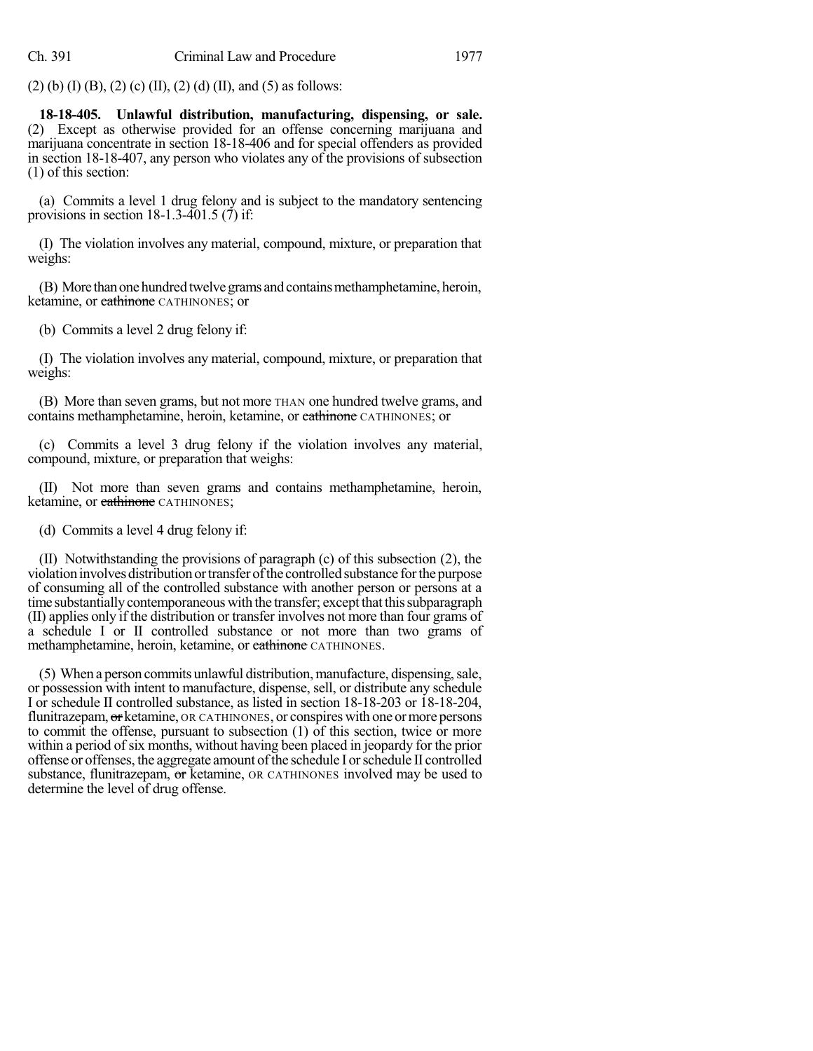(2) (b) (I) (B), (2) (c) (II), (2) (d) (II), and (5) as follows:

**18-18-405. Unlawful distribution, manufacturing, dispensing, or sale.** (2) Except as otherwise provided for an offense concerning marijuana and marijuana concentrate in section 18-18-406 and for special offenders as provided in section 18-18-407, any person who violates any of the provisions of subsection (1) of this section:

(a) Commits a level 1 drug felony and is subject to the mandatory sentencing provisions in section 18-1.3-401.5 (7) if:

(I) The violation involves any material, compound, mixture, or preparation that weighs:

(B) More than one hundred twelve grams and contains methamphetamine, heroin, ketamine, or ~~cathinone~~ CATHINONES; or

(b) Commits a level 2 drug felony if:

(I) The violation involves any material, compound, mixture, or preparation that weighs:

(B) More than seven grams, but not more THAN one hundred twelve grams, and contains methamphetamine, heroin, ketamine, or ~~cathinone~~ CATHINONES; or

(c) Commits a level 3 drug felony if the violation involves any material, compound, mixture, or preparation that weighs:

(II) Not more than seven grams and contains methamphetamine, heroin, ketamine, or ~~cathinone~~ CATHINONES;

(d) Commits a level 4 drug felony if:

(II) Notwithstanding the provisions of paragraph (c) of this subsection (2), the violation involves distribution or transfer of the controlled substance for the purpose of consuming all of the controlled substance with another person or persons at a time substantially contemporaneous with the transfer; except that this subparagraph (II) applies only if the distribution or transfer involves not more than four grams of a schedule I or II controlled substance or not more than two grams of methamphetamine, heroin, ketamine, or ~~cathinone~~ CATHINONES.

(5) When a person commits unlawful distribution, manufacture, dispensing, sale, or possession with intent to manufacture, dispense, sell, or distribute any schedule I or schedule II controlled substance, as listed in section 18-18-203 or 18-18-204, flunitrazepam, ~~or~~ ketamine, OR CATHINONES, or conspires with one or more persons to commit the offense, pursuant to subsection (1) of this section, twice or more within a period of six months, without having been placed in jeopardy for the prior offense or offenses, the aggregate amount of the schedule I or schedule II controlled substance, flunitrazepam, ~~or~~ ketamine, OR CATHINONES involved may be used to determine the level of drug offense.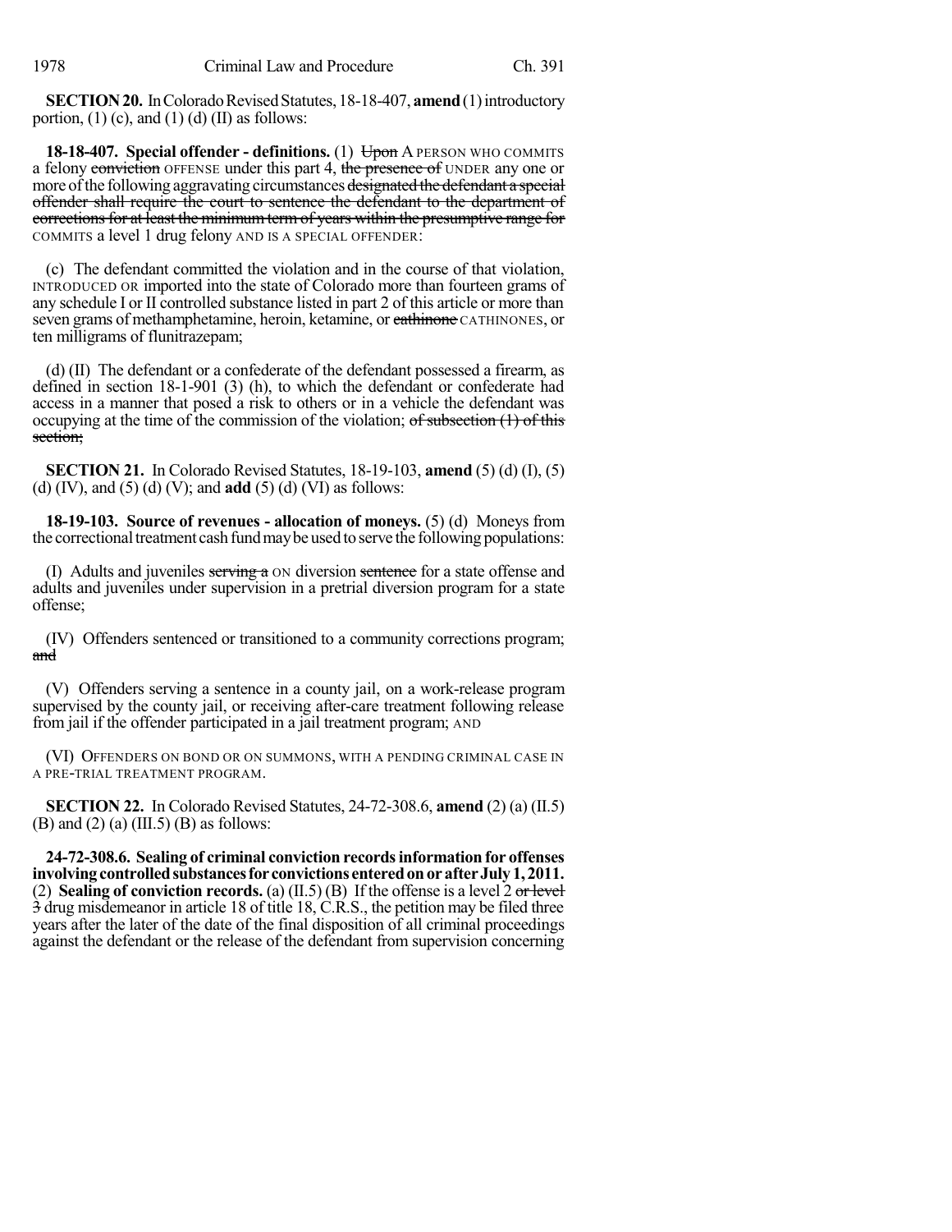**SECTION 20.** In Colorado Revised Statutes, 18-18-407, **amend** (1) introductory portion, (1) (c), and (1) (d) (II) as follows:

**18-18-407. Special offender - definitions.** (1) ~~Upon~~ A PERSON WHO COMMITS a felony ~~conviction~~ OFFENSE under this part 4, ~~the presence of~~ UNDER any one or more of the following aggravating circumstances ~~designated the defendant a special offender shall require the court to sentence the defendant to the department of corrections for at least the minimum term of years within the presumptive range for~~ COMMITS a level 1 drug felony AND IS A SPECIAL OFFENDER:

(c) The defendant committed the violation and in the course of that violation, INTRODUCED OR imported into the state of Colorado more than fourteen grams of any schedule I or II controlled substance listed in part 2 of this article or more than seven grams of methamphetamine, heroin, ketamine, or ~~cathinone~~ CATHINONES, or ten milligrams of flunitrazepam;

(d) (II) The defendant or a confederate of the defendant possessed a firearm, as defined in section 18-1-901 (3) (h), to which the defendant or confederate had access in a manner that posed a risk to others or in a vehicle the defendant was occupying at the time of the commission of the violation; ~~of subsection (1) of this section;~~

**SECTION 21.** In Colorado Revised Statutes, 18-19-103, **amend** (5) (d) (I), (5) (d) (IV), and (5) (d) (V); and **add** (5) (d) (VI) as follows:

**18-19-103. Source of revenues - allocation of moneys.** (5) (d) Moneys from the correctional treatment cash fund may be used to serve the following populations:

(I) Adults and juveniles ~~serving a~~ ON diversion ~~sentence~~ for a state offense and adults and juveniles under supervision in a pretrial diversion program for a state offense;

(IV) Offenders sentenced or transitioned to a community corrections program; ~~and~~

(V) Offenders serving a sentence in a county jail, on a work-release program supervised by the county jail, or receiving after-care treatment following release from jail if the offender participated in a jail treatment program; AND

(VI) OFFENDERS ON BOND OR ON SUMMONS, WITH A PENDING CRIMINAL CASE IN A PRE-TRIAL TREATMENT PROGRAM.

**SECTION 22.** In Colorado Revised Statutes, 24-72-308.6, **amend** (2) (a) (II.5) (B) and (2) (a) (III.5) (B) as follows:

**24-72-308.6. Sealing of criminal conviction records information for offenses involving controlled substances for convictions entered on or after July 1, 2011.** (2) **Sealing of conviction records.** (a) (II.5) (B) If the offense is a level 2 ~~or level 3~~ drug misdemeanor in article 18 of title 18, C.R.S., the petition may be filed three years after the later of the date of the final disposition of all criminal proceedings against the defendant or the release of the defendant from supervision concerning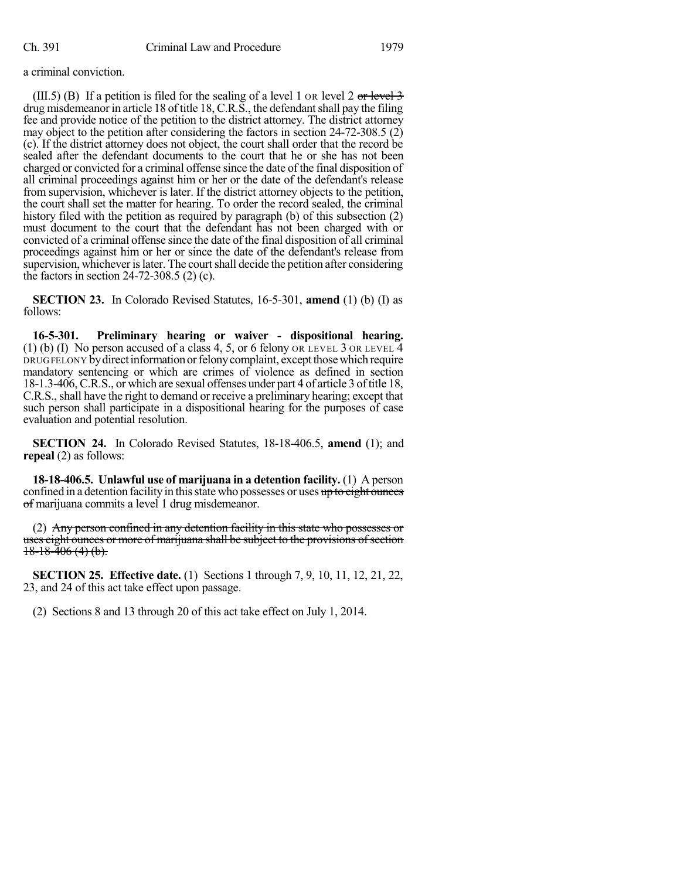a criminal conviction.

(III.5) (B) If a petition is filed for the sealing of a level 1 OR level 2 ~~or level 3~~ drug misdemeanor in article 18 of title 18, C.R.S., the defendant shall pay the filing fee and provide notice of the petition to the district attorney. The district attorney may object to the petition after considering the factors in section 24-72-308.5 (2) (c). If the district attorney does not object, the court shall order that the record be sealed after the defendant documents to the court that he or she has not been charged or convicted for a criminal offense since the date of the final disposition of all criminal proceedings against him or her or the date of the defendant's release from supervision, whichever is later. If the district attorney objects to the petition, the court shall set the matter for hearing. To order the record sealed, the criminal history filed with the petition as required by paragraph (b) of this subsection (2) must document to the court that the defendant has not been charged with or convicted of a criminal offense since the date of the final disposition of all criminal proceedings against him or her or since the date of the defendant's release from supervision, whichever is later. The court shall decide the petition after considering the factors in section 24-72-308.5 (2) (c).

**SECTION 23.** In Colorado Revised Statutes, 16-5-301, **amend** (1) (b) (I) as follows:

**16-5-301. Preliminary hearing or waiver - dispositional hearing.** (1) (b) (I) No person accused of a class 4, 5, or 6 felony OR LEVEL 3 OR LEVEL 4 DRUG FELONY by direct information or felony complaint, except those which require mandatory sentencing or which are crimes of violence as defined in section 18-1.3-406, C.R.S., or which are sexual offenses under part 4 of article 3 of title 18, C.R.S., shall have the right to demand or receive a preliminary hearing; except that such person shall participate in a dispositional hearing for the purposes of case evaluation and potential resolution.

**SECTION 24.** In Colorado Revised Statutes, 18-18-406.5, **amend** (1); and **repeal** (2) as follows:

**18-18-406.5. Unlawful use of marijuana in a detention facility.** (1) A person confined in a detention facility in this state who possesses or uses ~~up to eight ounces of~~ marijuana commits a level 1 drug misdemeanor.

(2) ~~Any person confined in any detention facility in this state who possesses or uses eight ounces or more of marijuana shall be subject to the provisions of section 18-18-406 (4) (b).~~

**SECTION 25. Effective date.** (1) Sections 1 through 7, 9, 10, 11, 12, 21, 22, 23, and 24 of this act take effect upon passage.

(2) Sections 8 and 13 through 20 of this act take effect on July 1, 2014.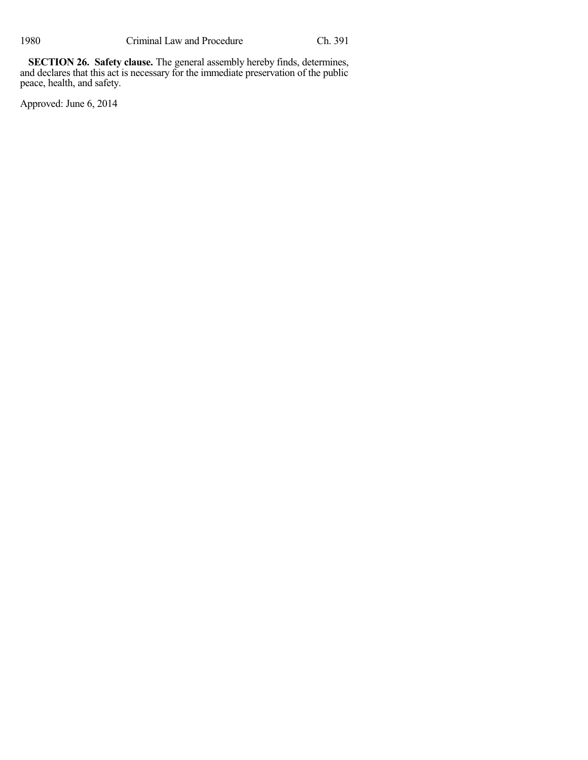**SECTION 26. Safety clause.** The general assembly hereby finds, determines, and declares that this act is necessary for the immediate preservation of the public peace, health, and safety.

Approved: June 6, 2014